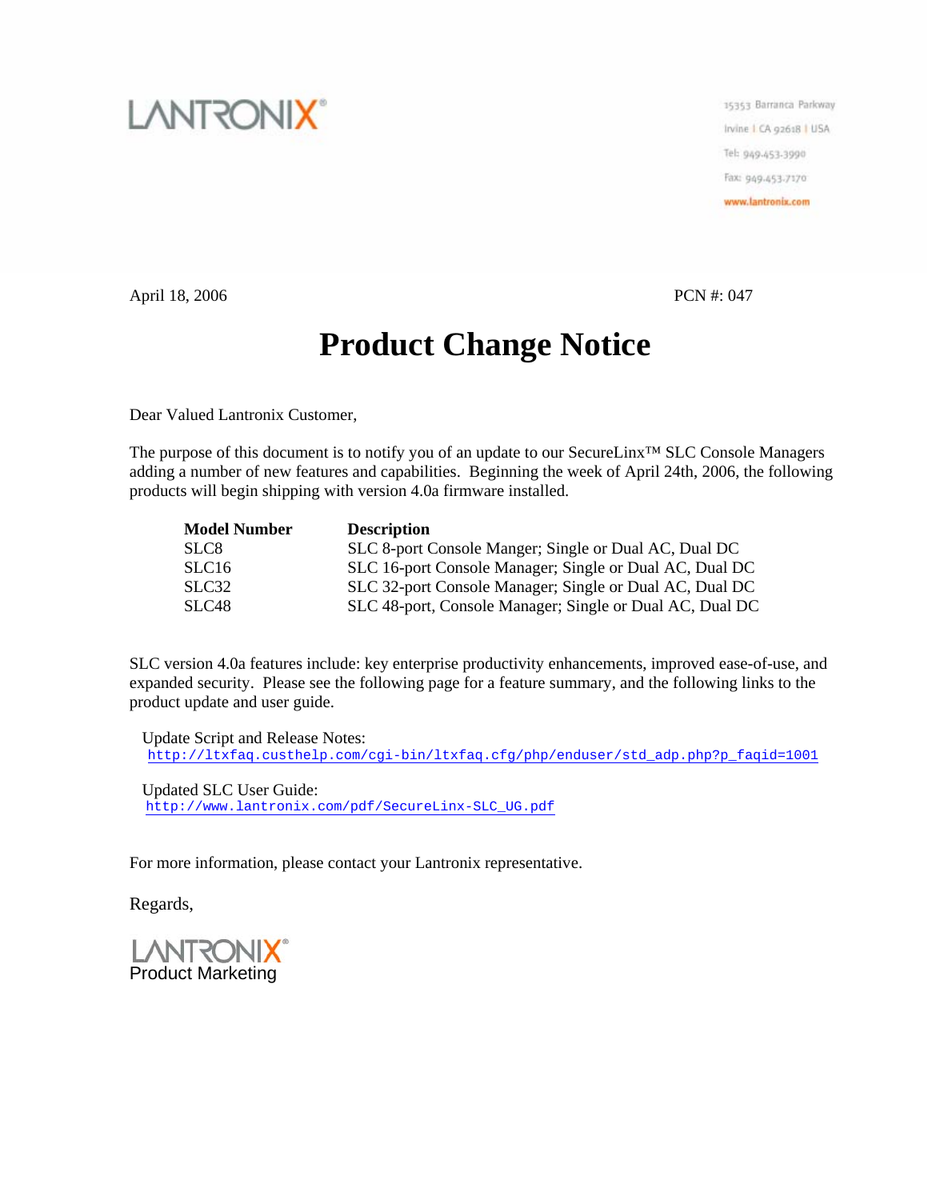LANTRONIX®

15353 Barranca Parkway
Irvine | CA 92618 | USA
Tel: 949-453-3990
Fax: 949-453-7170
www.lantronix.com

April 18, 2006

PCN #: 047

# Product Change Notice

Dear Valued Lantronix Customer,

The purpose of this document is to notify you of an update to our SecureLinx™ SLC Console Managers adding a number of new features and capabilities. Beginning the week of April 24th, 2006, the following products will begin shipping with version 4.0a firmware installed.

| Model Number | Description |
| --- | --- |
| SLC8 | SLC 8-port Console Manger; Single or Dual AC, Dual DC |
| SLC16 | SLC 16-port Console Manager; Single or Dual AC, Dual DC |
| SLC32 | SLC 32-port Console Manager; Single or Dual AC, Dual DC |
| SLC48 | SLC 48-port, Console Manager; Single or Dual AC, Dual DC |

SLC version 4.0a features include: key enterprise productivity enhancements, improved ease-of-use, and expanded security. Please see the following page for a feature summary, and the following links to the product update and user guide.

Update Script and Release Notes:
http://ltxfaq.custhelp.com/cgi-bin/ltxfaq.cfg/php/enduser/std_adp.php?p_faqid=1001

Updated SLC User Guide:
http://www.lantronix.com/pdf/SecureLinx-SLC_UG.pdf

For more information, please contact your Lantronix representative.

Regards,

LANTRONIX®
Product Marketing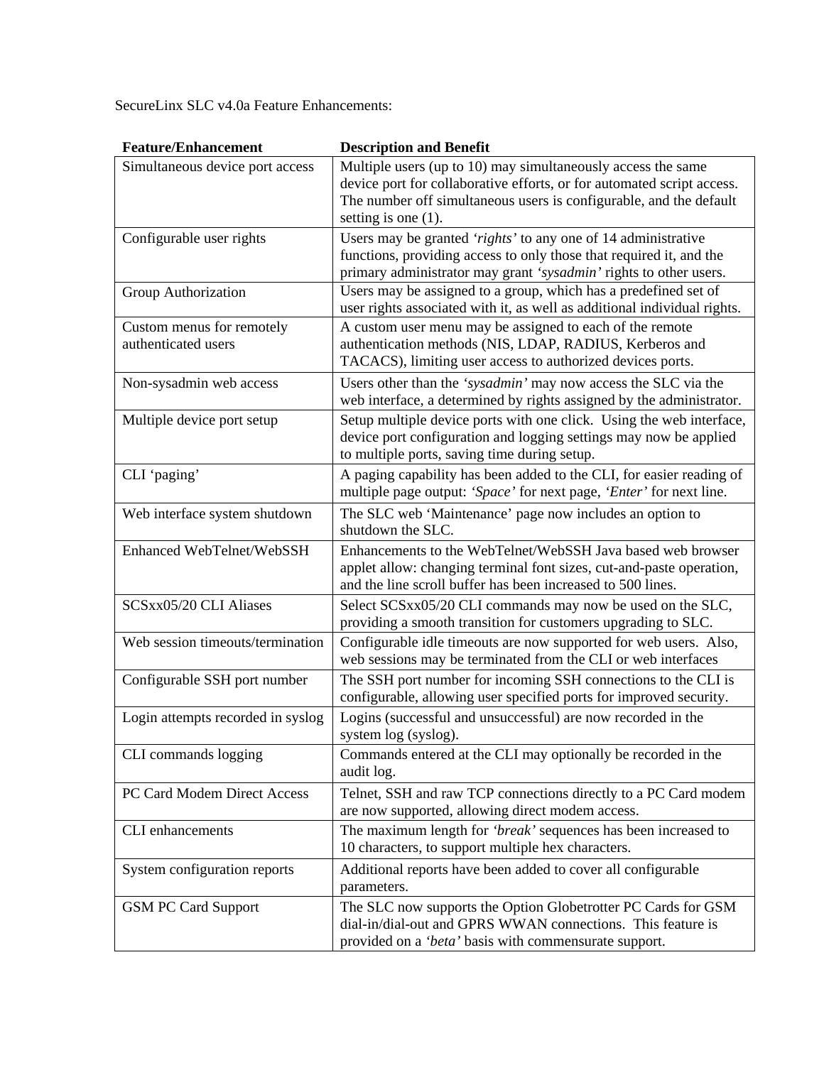SecureLinx SLC v4.0a Feature Enhancements:

| Feature/Enhancement | Description and Benefit |
|---|---|
| Simultaneous device port access | Multiple users (up to 10) may simultaneously access the same device port for collaborative efforts, or for automated script access. The number off simultaneous users is configurable, and the default setting is one (1). |
| Configurable user rights | Users may be granted *'rights'* to any one of 14 administrative functions, providing access to only those that required it, and the primary administrator may grant *'sysadmin'* rights to other users. |
| Group Authorization | Users may be assigned to a group, which has a predefined set of user rights associated with it, as well as additional individual rights. |
| Custom menus for remotely authenticated users | A custom user menu may be assigned to each of the remote authentication methods (NIS, LDAP, RADIUS, Kerberos and TACACS), limiting user access to authorized devices ports. |
| Non-sysadmin web access | Users other than the *'sysadmin'* may now access the SLC via the web interface, a determined by rights assigned by the administrator. |
| Multiple device port setup | Setup multiple device ports with one click. Using the web interface, device port configuration and logging settings may now be applied to multiple ports, saving time during setup. |
| CLI 'paging' | A paging capability has been added to the CLI, for easier reading of multiple page output: *'Space'* for next page, *'Enter'* for next line. |
| Web interface system shutdown | The SLC web 'Maintenance' page now includes an option to shutdown the SLC. |
| Enhanced WebTelnet/WebSSH | Enhancements to the WebTelnet/WebSSH Java based web browser applet allow: changing terminal font sizes, cut-and-paste operation, and the line scroll buffer has been increased to 500 lines. |
| SCSxx05/20 CLI Aliases | Select SCSxx05/20 CLI commands may now be used on the SLC, providing a smooth transition for customers upgrading to SLC. |
| Web session timeouts/termination | Configurable idle timeouts are now supported for web users. Also, web sessions may be terminated from the CLI or web interfaces |
| Configurable SSH port number | The SSH port number for incoming SSH connections to the CLI is configurable, allowing user specified ports for improved security. |
| Login attempts recorded in syslog | Logins (successful and unsuccessful) are now recorded in the system log (syslog). |
| CLI commands logging | Commands entered at the CLI may optionally be recorded in the audit log. |
| PC Card Modem Direct Access | Telnet, SSH and raw TCP connections directly to a PC Card modem are now supported, allowing direct modem access. |
| CLI enhancements | The maximum length for *'break'* sequences has been increased to 10 characters, to support multiple hex characters. |
| System configuration reports | Additional reports have been added to cover all configurable parameters. |
| GSM PC Card Support | The SLC now supports the Option Globetrotter PC Cards for GSM dial-in/dial-out and GPRS WWAN connections. This feature is provided on a *'beta'* basis with commensurate support. |